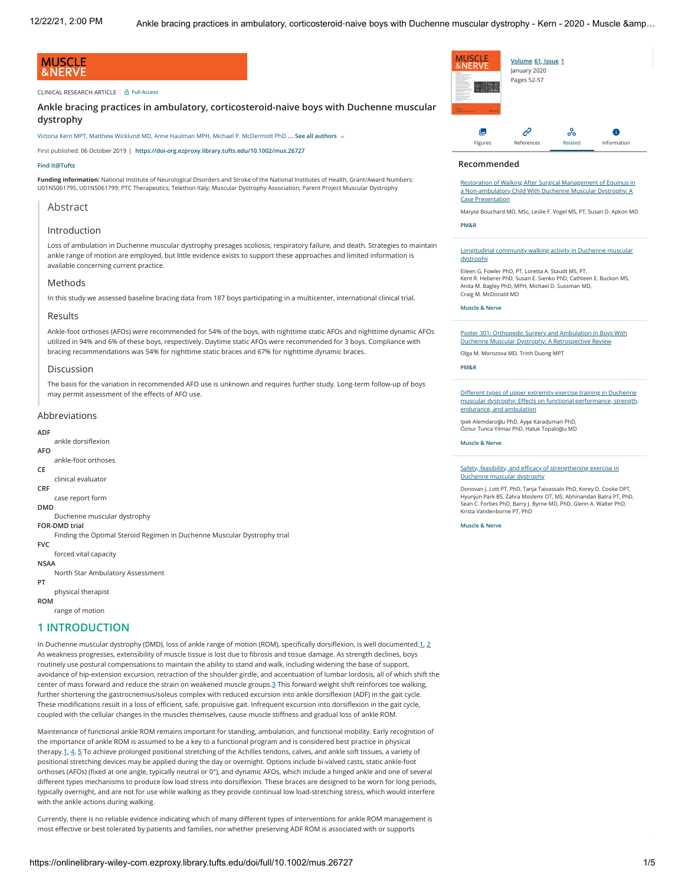MUSCLE & NERVE

CLINICAL RESEARCH ARTICLE | Full Access

# Ankle bracing practices in ambulatory, corticosteroid-naive boys with Duchenne muscular dystrophy

Victoria Kern MPT, Matthew Wicklund MD, Anne Haulman MPH, Michael P. McDermott PhD ... See all authors

First published: 06 October 2019 | https://doi-org.ezproxy.library.tufts.edu/10.1002/mus.26727

Find It@Tufts

**Funding information:** National Institute of Neurological Disorders and Stroke of the National Institutes of Health, Grant/Award Numbers: U01NS061795, U01NS061799; PTC Therapeutics; Telethon Italy; Muscular Dystrophy Association; Parent Project Muscular Dystrophy

## Abstract

### Introduction

Loss of ambulation in Duchenne muscular dystrophy presages scoliosis, respiratory failure, and death. Strategies to maintain ankle range of motion are employed, but little evidence exists to support these approaches and limited information is available concerning current practice.

### Methods

In this study we assessed baseline bracing data from 187 boys participating in a multicenter, international clinical trial.

### Results

Ankle-foot orthoses (AFOs) were recommended for 54% of the boys, with nighttime static AFOs and nighttime dynamic AFOs utilized in 94% and 6% of these boys, respectively. Daytime static AFOs were recommended for 3 boys. Compliance with bracing recommendations was 54% for nighttime static braces and 67% for nighttime dynamic braces.

### Discussion

The basis for the variation in recommended AFO use is unknown and requires further study. Long-term follow-up of boys may permit assessment of the effects of AFO use.

## Abbreviations

**ADF**
ankle dorsiflexion

**AFO**
ankle-foot orthoses

**CE**
clinical evaluator

**CRF**
case report form

**DMD**
Duchenne muscular dystrophy

**FOR-DMD trial**
Finding the Optimal Steroid Regimen in Duchenne Muscular Dystrophy trial

**FVC**
forced vital capacity

**NSAA**
North Star Ambulatory Assessment

**PT**
physical therapist

**ROM**
range of motion

## 1 INTRODUCTION

In Duchenne muscular dystrophy (DMD), loss of ankle range of motion (ROM), specifically dorsiflexion, is well documented.[1, 2] As weakness progresses, extensibility of muscle tissue is lost due to fibrosis and tissue damage. As strength declines, boys routinely use postural compensations to maintain the ability to stand and walk, including widening the base of support, avoidance of hip-extension excursion, retraction of the shoulder girdle, and accentuation of lumbar lordosis, all of which shift the center of mass forward and reduce the strain on weakened muscle groups.[3] This forward weight shift reinforces toe walking, further shortening the gastrocnemius/soleus complex with reduced excursion into ankle dorsiflexion (ADF) in the gait cycle. These modifications result in a loss of efficient, safe, propulsive gait. Infrequent excursion into dorsiflexion in the gait cycle, coupled with the cellular changes in the muscles themselves, cause muscle stiffness and gradual loss of ankle ROM.

Maintenance of functional ankle ROM remains important for standing, ambulation, and functional mobility. Early recognition of the importance of ankle ROM is assumed to be a key to a functional program and is considered best practice in physical therapy.[1, 4, 5] To achieve prolonged positional stretching of the Achilles tendons, calves, and ankle soft tissues, a variety of positional stretching devices may be applied during the day or overnight. Options include bi-valved casts, static ankle-foot orthoses (AFOs) (fixed at one angle, typically neutral or 0°), and dynamic AFOs, which include a hinged ankle and one of several different types mechanisms to produce low load stress into dorsiflexion. These braces are designed to be worn for long periods, typically overnight, and are not for use while walking as they provide continual low load-stretching stress, which would interfere with the ankle actions during walking.

Currently, there is no reliable evidence indicating which of many different types of interventions for ankle ROM management is most effective or best tolerated by patients and families, nor whether preserving ADF ROM is associated with or supports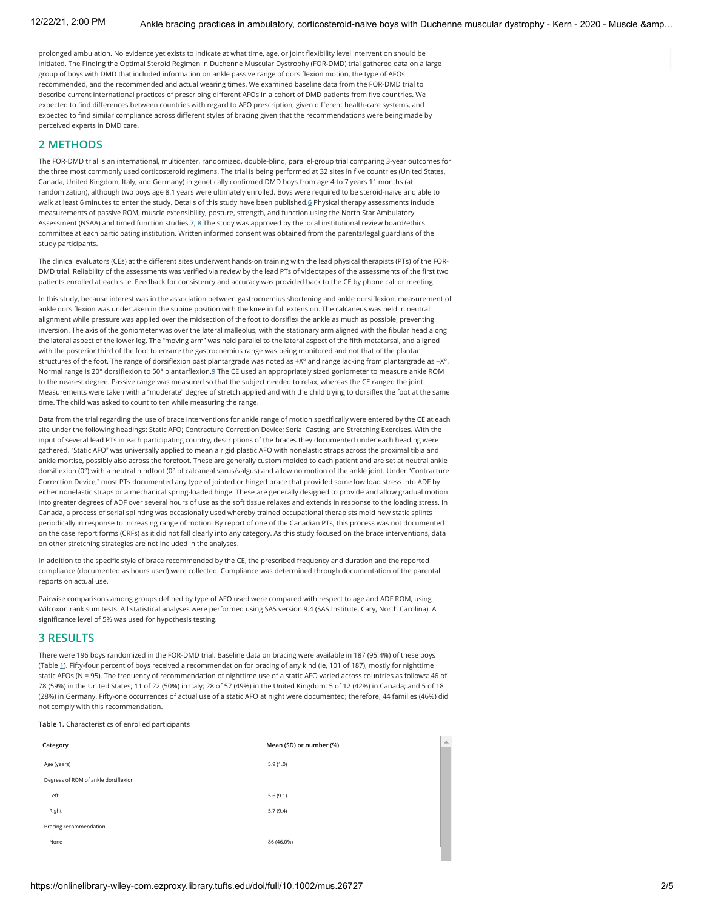prolonged ambulation. No evidence yet exists to indicate at what time, age, or joint flexibility level intervention should be initiated. The Finding the Optimal Steroid Regimen in Duchenne Muscular Dystrophy (FOR-DMD) trial gathered data on a large group of boys with DMD that included information on ankle passive range of dorsiflexion motion, the type of AFOs recommended, and the recommended and actual wearing times. We examined baseline data from the FOR-DMD trial to describe current international practices of prescribing different AFOs in a cohort of DMD patients from five countries. We expected to find differences between countries with regard to AFO prescription, given different health-care systems, and expected to find similar compliance across different styles of bracing given that the recommendations were being made by perceived experts in DMD care.

## 2 METHODS

The FOR-DMD trial is an international, multicenter, randomized, double-blind, parallel-group trial comparing 3-year outcomes for the three most commonly used corticosteroid regimens. The trial is being performed at 32 sites in five countries (United States, Canada, United Kingdom, Italy, and Germany) in genetically confirmed DMD boys from age 4 to 7 years 11 months (at randomization), although two boys age 8.1 years were ultimately enrolled. Boys were required to be steroid-naive and able to walk at least 6 minutes to enter the study. Details of this study have been published.[6] Physical therapy assessments include measurements of passive ROM, muscle extensibility, posture, strength, and function using the North Star Ambulatory Assessment (NSAA) and timed function studies.[7, 8] The study was approved by the local institutional review board/ethics committee at each participating institution. Written informed consent was obtained from the parents/legal guardians of the study participants.

The clinical evaluators (CEs) at the different sites underwent hands-on training with the lead physical therapists (PTs) of the FOR-DMD trial. Reliability of the assessments was verified via review by the lead PTs of videotapes of the assessments of the first two patients enrolled at each site. Feedback for consistency and accuracy was provided back to the CE by phone call or meeting.

In this study, because interest was in the association between gastrocnemius shortening and ankle dorsiflexion, measurement of ankle dorsiflexion was undertaken in the supine position with the knee in full extension. The calcaneus was held in neutral alignment while pressure was applied over the midsection of the foot to dorsiflex the ankle as much as possible, preventing inversion. The axis of the goniometer was over the lateral malleolus, with the stationary arm aligned with the fibular head along the lateral aspect of the lower leg. The "moving arm" was held parallel to the lateral aspect of the fifth metatarsal, and aligned with the posterior third of the foot to ensure the gastrocnemius range was being monitored and not that of the plantar structures of the foot. The range of dorsiflexion past plantargrade was noted as +X° and range lacking from plantargrade as −X°. Normal range is 20° dorsiflexion to 50° plantarflexion.[9] The CE used an appropriately sized goniometer to measure ankle ROM to the nearest degree. Passive range was measured so that the subject needed to relax, whereas the CE ranged the joint. Measurements were taken with a "moderate" degree of stretch applied and with the child trying to dorsiflex the foot at the same time. The child was asked to count to ten while measuring the range.

Data from the trial regarding the use of brace interventions for ankle range of motion specifically were entered by the CE at each site under the following headings: Static AFO; Contracture Correction Device; Serial Casting; and Stretching Exercises. With the input of several lead PTs in each participating country, descriptions of the braces they documented under each heading were gathered. "Static AFO" was universally applied to mean a rigid plastic AFO with nonelastic straps across the proximal tibia and ankle mortise, possibly also across the forefoot. These are generally custom molded to each patient and are set at neutral ankle dorsiflexion (0°) with a neutral hindfoot (0° of calcaneal varus/valgus) and allow no motion of the ankle joint. Under "Contracture Correction Device," most PTs documented any type of jointed or hinged brace that provided some low load stress into ADF by either nonelastic straps or a mechanical spring-loaded hinge. These are generally designed to provide and allow gradual motion into greater degrees of ADF over several hours of use as the soft tissue relaxes and extends in response to the loading stress. In Canada, a process of serial splinting was occasionally used whereby trained occupational therapists mold new static splints periodically in response to increasing range of motion. By report of one of the Canadian PTs, this process was not documented on the case report forms (CRFs) as it did not fall clearly into any category. As this study focused on the brace interventions, data on other stretching strategies are not included in the analyses.

In addition to the specific style of brace recommended by the CE, the prescribed frequency and duration and the reported compliance (documented as hours used) were collected. Compliance was determined through documentation of the parental reports on actual use.

Pairwise comparisons among groups defined by type of AFO used were compared with respect to age and ADF ROM, using Wilcoxon rank sum tests. All statistical analyses were performed using SAS version 9.4 (SAS Institute, Cary, North Carolina). A significance level of 5% was used for hypothesis testing.

## 3 RESULTS

There were 196 boys randomized in the FOR-DMD trial. Baseline data on bracing were available in 187 (95.4%) of these boys (Table 1). Fifty-four percent of boys received a recommendation for bracing of any kind (ie, 101 of 187), mostly for nighttime static AFOs (N = 95). The frequency of recommendation of nighttime use of a static AFO varied across countries as follows: 46 of 78 (59%) in the United States; 11 of 22 (50%) in Italy; 28 of 57 (49%) in the United Kingdom; 5 of 12 (42%) in Canada; and 5 of 18 (28%) in Germany. Fifty-one occurrences of actual use of a static AFO at night were documented; therefore, 44 families (46%) did not comply with this recommendation.

**Table 1.** Characteristics of enrolled participants

| Category | Mean (SD) or number (%) |
|---|---|
| Age (years) | 5.9 (1.0) |
| Degrees of ROM of ankle dorsiflexion | |
| Left | 5.6 (9.1) |
| Right | 5.7 (9.4) |
| Bracing recommendation | |
| None | 86 (46.0%) |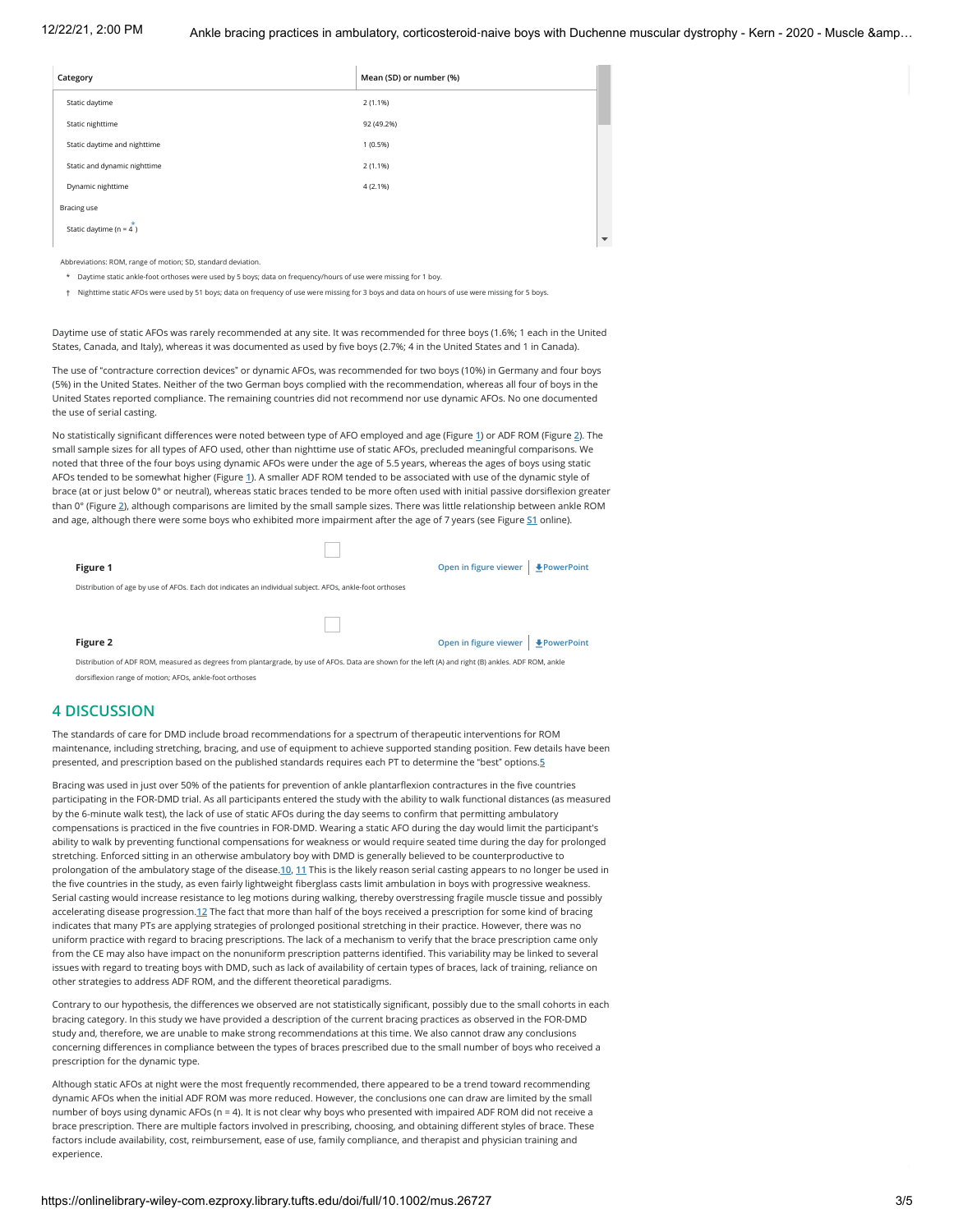| Category | Mean (SD) or number (%) |
| --- | --- |
| Static daytime | 2 (1.1%) |
| Static nighttime | 92 (49.2%) |
| Static daytime and nighttime | 1 (0.5%) |
| Static and dynamic nighttime | 2 (1.1%) |
| Dynamic nighttime | 4 (2.1%) |
| Bracing use | |
| Static daytime (n = 4*) | |

Abbreviations: ROM, range of motion; SD, standard deviation.

\* Daytime static ankle-foot orthoses were used by 5 boys; data on frequency/hours of use were missing for 1 boy.

† Nighttime static AFOs were used by 51 boys; data on frequency of use were missing for 3 boys and data on hours of use were missing for 5 boys.

Daytime use of static AFOs was rarely recommended at any site. It was recommended for three boys (1.6%; 1 each in the United States, Canada, and Italy), whereas it was documented as used by five boys (2.7%; 4 in the United States and 1 in Canada).

The use of "contracture correction devices" or dynamic AFOs, was recommended for two boys (10%) in Germany and four boys (5%) in the United States. Neither of the two German boys complied with the recommendation, whereas all four of boys in the United States reported compliance. The remaining countries did not recommend nor use dynamic AFOs. No one documented the use of serial casting.

No statistically significant differences were noted between type of AFO employed and age (Figure 1) or ADF ROM (Figure 2). The small sample sizes for all types of AFO used, other than nighttime use of static AFOs, precluded meaningful comparisons. We noted that three of the four boys using dynamic AFOs were under the age of 5.5 years, whereas the ages of boys using static AFOs tended to be somewhat higher (Figure 1). A smaller ADF ROM tended to be associated with use of the dynamic style of brace (at or just below 0° or neutral), whereas static braces tended to be more often used with initial passive dorsiflexion greater than 0° (Figure 2), although comparisons are limited by the small sample sizes. There was little relationship between ankle ROM and age, although there were some boys who exhibited more impairment after the age of 7 years (see Figure S1 online).

**Figure 1**

Distribution of age by use of AFOs. Each dot indicates an individual subject. AFOs, ankle-foot orthoses

**Figure 2**

Distribution of ADF ROM, measured as degrees from plantargrade, by use of AFOs. Data are shown for the left (A) and right (B) ankles. ADF ROM, ankle dorsiflexion range of motion; AFOs, ankle-foot orthoses

## 4 DISCUSSION

The standards of care for DMD include broad recommendations for a spectrum of therapeutic interventions for ROM maintenance, including stretching, bracing, and use of equipment to achieve supported standing position. Few details have been presented, and prescription based on the published standards requires each PT to determine the "best" options.[5]

Bracing was used in just over 50% of the patients for prevention of ankle plantarflexion contractures in the five countries participating in the FOR-DMD trial. As all participants entered the study with the ability to walk functional distances (as measured by the 6-minute walk test), the lack of use of static AFOs during the day seems to confirm that permitting ambulatory compensations is practiced in the five countries in FOR-DMD. Wearing a static AFO during the day would limit the participant's ability to walk by preventing functional compensations for weakness or would require seated time during the day for prolonged stretching. Enforced sitting in an otherwise ambulatory boy with DMD is generally believed to be counterproductive to prolongation of the ambulatory stage of the disease.[10, 11] This is the likely reason serial casting appears to no longer be used in the five countries in the study, as even fairly lightweight fiberglass casts limit ambulation in boys with progressive weakness. Serial casting would increase resistance to leg motions during walking, thereby overstressing fragile muscle tissue and possibly accelerating disease progression.[12] The fact that more than half of the boys received a prescription for some kind of bracing indicates that many PTs are applying strategies of prolonged positional stretching in their practice. However, there was no uniform practice with regard to bracing prescriptions. The lack of a mechanism to verify that the brace prescription came only from the CE may also have impact on the nonuniform prescription patterns identified. This variability may be linked to several issues with regard to treating boys with DMD, such as lack of availability of certain types of braces, lack of training, reliance on other strategies to address ADF ROM, and the different theoretical paradigms.

Contrary to our hypothesis, the differences we observed are not statistically significant, possibly due to the small cohorts in each bracing category. In this study we have provided a description of the current bracing practices as observed in the FOR-DMD study and, therefore, we are unable to make strong recommendations at this time. We also cannot draw any conclusions concerning differences in compliance between the types of braces prescribed due to the small number of boys who received a prescription for the dynamic type.

Although static AFOs at night were the most frequently recommended, there appeared to be a trend toward recommending dynamic AFOs when the initial ADF ROM was more reduced. However, the conclusions one can draw are limited by the small number of boys using dynamic AFOs (n = 4). It is not clear why boys who presented with impaired ADF ROM did not receive a brace prescription. There are multiple factors involved in prescribing, choosing, and obtaining different styles of brace. These factors include availability, cost, reimbursement, ease of use, family compliance, and therapist and physician training and experience.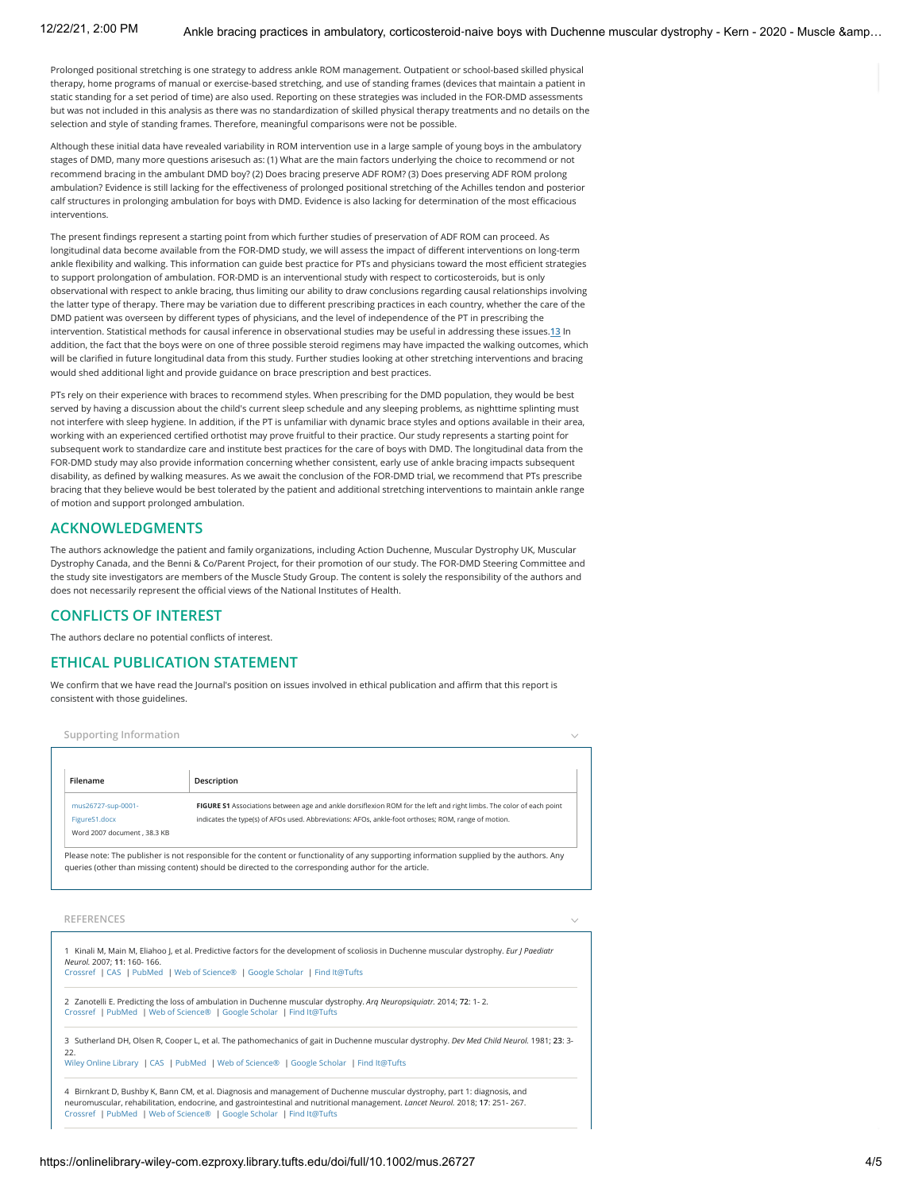Prolonged positional stretching is one strategy to address ankle ROM management. Outpatient or school-based skilled physical therapy, home programs of manual or exercise-based stretching, and use of standing frames (devices that maintain a patient in static standing for a set period of time) are also used. Reporting on these strategies was included in the FOR-DMD assessments but was not included in this analysis as there was no standardization of skilled physical therapy treatments and no details on the selection and style of standing frames. Therefore, meaningful comparisons were not possible.

Although these initial data have revealed variability in ROM intervention use in a large sample of young boys in the ambulatory stages of DMD, many more questions arisesuch as: (1) What are the main factors underlying the choice to recommend or not recommend bracing in the ambulant DMD boy? (2) Does bracing preserve ADF ROM? (3) Does preserving ADF ROM prolong ambulation? Evidence is still lacking for the effectiveness of prolonged positional stretching of the Achilles tendon and posterior calf structures in prolonging ambulation for boys with DMD. Evidence is also lacking for determination of the most efficacious interventions.

The present findings represent a starting point from which further studies of preservation of ADF ROM can proceed. As longitudinal data become available from the FOR-DMD study, we will assess the impact of different interventions on long-term ankle flexibility and walking. This information can guide best practice for PTs and physicians toward the most efficient strategies to support prolongation of ambulation. FOR-DMD is an interventional study with respect to corticosteroids, but is only observational with respect to ankle bracing, thus limiting our ability to draw conclusions regarding causal relationships involving the latter type of therapy. There may be variation due to different prescribing practices in each country, whether the care of the DMD patient was overseen by different types of physicians, and the level of independence of the PT in prescribing the intervention. Statistical methods for causal inference in observational studies may be useful in addressing these issues.[13] In addition, the fact that the boys were on one of three possible steroid regimens may have impacted the walking outcomes, which will be clarified in future longitudinal data from this study. Further studies looking at other stretching interventions and bracing would shed additional light and provide guidance on brace prescription and best practices.

PTs rely on their experience with braces to recommend styles. When prescribing for the DMD population, they would be best served by having a discussion about the child's current sleep schedule and any sleeping problems, as nighttime splinting must not interfere with sleep hygiene. In addition, if the PT is unfamiliar with dynamic brace styles and options available in their area, working with an experienced certified orthotist may prove fruitful to their practice. Our study represents a starting point for subsequent work to standardize care and institute best practices for the care of boys with DMD. The longitudinal data from the FOR-DMD study may also provide information concerning whether consistent, early use of ankle bracing impacts subsequent disability, as defined by walking measures. As we await the conclusion of the FOR-DMD trial, we recommend that PTs prescribe bracing that they believe would be best tolerated by the patient and additional stretching interventions to maintain ankle range of motion and support prolonged ambulation.

## ACKNOWLEDGMENTS

The authors acknowledge the patient and family organizations, including Action Duchenne, Muscular Dystrophy UK, Muscular Dystrophy Canada, and the Benni & Co/Parent Project, for their promotion of our study. The FOR-DMD Steering Committee and the study site investigators are members of the Muscle Study Group. The content is solely the responsibility of the authors and does not necessarily represent the official views of the National Institutes of Health.

## CONFLICTS OF INTEREST

The authors declare no potential conflicts of interest.

## ETHICAL PUBLICATION STATEMENT

We confirm that we have read the Journal's position on issues involved in ethical publication and affirm that this report is consistent with those guidelines.

### Supporting Information

| Filename | Description |
|---|---|
| mus26727-sup-0001-FigureS1.docx Word 2007 document , 38.3 KB | **FIGURE S1** Associations between age and ankle dorsiflexion ROM for the left and right limbs. The color of each point indicates the type(s) of AFOs used. Abbreviations: AFOs, ankle-foot orthoses; ROM, range of motion. |

Please note: The publisher is not responsible for the content or functionality of any supporting information supplied by the authors. Any queries (other than missing content) should be directed to the corresponding author for the article.

### REFERENCES

1 Kinali M, Main M, Eliahoo J, et al. Predictive factors for the development of scoliosis in Duchenne muscular dystrophy. *Eur J Paediatr Neurol.* 2007; **11**: 160- 166.
Crossref | CAS | PubMed | Web of Science® | Google Scholar | Find It@Tufts

2 Zanotelli E. Predicting the loss of ambulation in Duchenne muscular dystrophy. *Arq Neuropsiquiatr.* 2014; **72**: 1- 2.
Crossref | PubMed | Web of Science® | Google Scholar | Find It@Tufts

3 Sutherland DH, Olsen R, Cooper L, et al. The pathomechanics of gait in Duchenne muscular dystrophy. *Dev Med Child Neurol.* 1981; **23**: 3- 22.
Wiley Online Library | CAS | PubMed | Web of Science® | Google Scholar | Find It@Tufts

4 Birnkrant D, Bushby K, Bann CM, et al. Diagnosis and management of Duchenne muscular dystrophy, part 1: diagnosis, and neuromuscular, rehabilitation, endocrine, and gastrointestinal and nutritional management. *Lancet Neurol.* 2018; **17**: 251- 267.
Crossref | PubMed | Web of Science® | Google Scholar | Find It@Tufts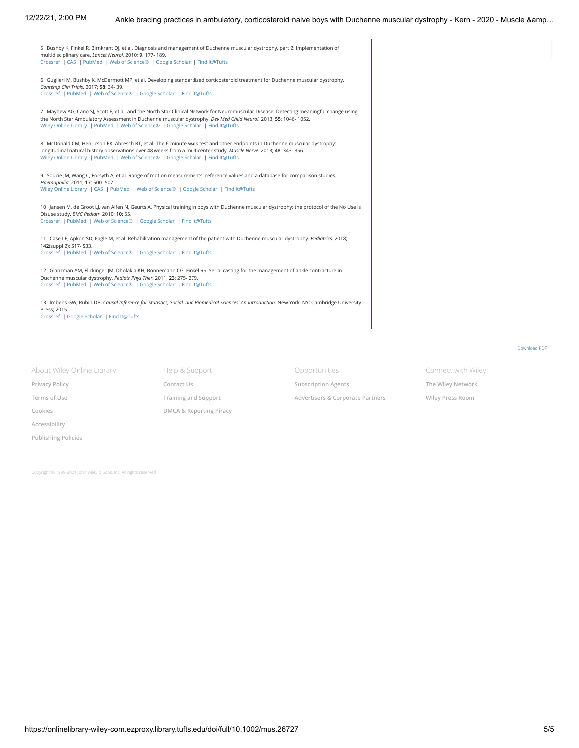5 Bushby K, Finkel R, Birnkrant DJ, et al. Diagnosis and management of Duchenne muscular dystrophy, part 2: Implementation of multidisciplinary care. *Lancet Neurol.* 2010; **9**: 177- 189.
Crossref | CAS | PubMed | Web of Science® | Google Scholar | Find It@Tufts

6 Guglieri M, Bushby K, McDermott MP, et al. Developing standardized corticosteroid treatment for Duchenne muscular dystrophy. *Contemp Clin Trials.* 2017; **58**: 34- 39.
Crossref | PubMed | Web of Science® | Google Scholar | Find It@Tufts

7 Mayhew AG, Cano SJ, Scott E, et al. and the North Star Clinical Network for Neuromuscular Disease. Detecting meaningful change using the North Star Ambulatory Assessment in Duchenne muscular dystrophy. *Dev Med Child Neurol.* 2013; **55**: 1046- 1052.
Wiley Online Library | PubMed | Web of Science® | Google Scholar | Find It@Tufts

8 McDonald CM, Henricson EK, Abresch RT, et al. The 6-minute walk test and other endpoints in Duchenne muscular dystrophy: longitudinal natural history observations over 48 weeks from a multicenter study. *Muscle Nerve.* 2013; **48**: 343- 356.
Wiley Online Library | PubMed | Web of Science® | Google Scholar | Find It@Tufts

9 Soucie JM, Wang C, Forsyth A, et al. Range of motion measurements: reference values and a database for comparison studies. *Haemophilia.* 2011; **17**: 500- 507.
Wiley Online Library | CAS | PubMed | Web of Science® | Google Scholar | Find It@Tufts

10 Jansen M, de Groot IJ, van Alfen N, Geurts A. Physical training in boys with Duchenne muscular dystrophy: the protocol of the No Use is Disuse study. *BMC Pediatr.* 2010; **10**: 55.
Crossref | PubMed | Web of Science® | Google Scholar | Find It@Tufts

11 Case LE, Apkon SD, Eagle M, et al. Rehabilitation management of the patient with Duchenne muscular dystrophy. *Pediatrics.* 2018; **142**(suppl 2): S17- S33.
Crossref | PubMed | Web of Science® | Google Scholar | Find It@Tufts

12 Glanzman AM, Flickinger JM, Dholakia KH, Bonnemann CG, Finkel RS. Serial casting for the management of ankle contracture in Duchenne muscular dystrophy. *Pediatr Phys Ther.* 2011; **23**: 275- 279.
Crossref | PubMed | Web of Science® | Google Scholar | Find It@Tufts

13 Imbens GW, Rubin DB. *Causal Inference for Statistics, Social, and Biomedical Sciences: An Introduction*. New York, NY: Cambridge University Press; 2015.
Crossref | Google Scholar | Find It@Tufts

Download PDF

About Wiley Online Library

Privacy Policy
Terms of Use
Cookies
Accessibility
Publishing Policies

Help & Support

Contact Us
Training and Support
DMCA & Reporting Piracy

Opportunities

Subscription Agents
Advertisers & Corporate Partners

Connect with Wiley

The Wiley Network
Wiley Press Room

Copyright © 1999-2021 John Wiley & Sons, Inc. All rights reserved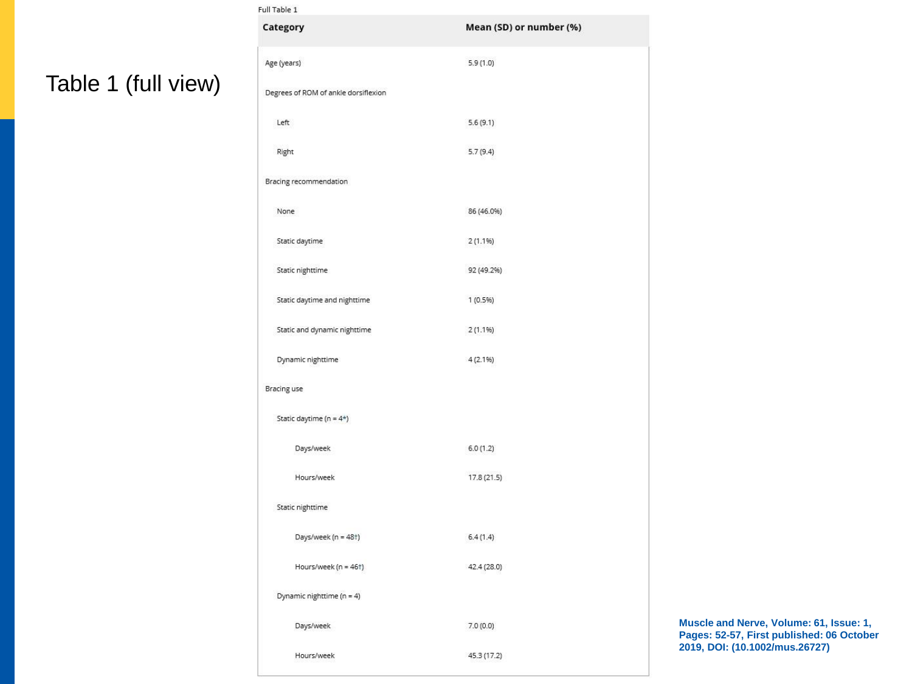# Table 1 (full view)

Full Table 1

| Category | Mean (SD) or number (%) |
|---|---|
| Age (years) | 5.9 (1.0) |
| Degrees of ROM of ankle dorsiflexion | |
| Left | 5.6 (9.1) |
| Right | 5.7 (9.4) |
| Bracing recommendation | |
| None | 86 (46.0%) |
| Static daytime | 2 (1.1%) |
| Static nighttime | 92 (49.2%) |
| Static daytime and nighttime | 1 (0.5%) |
| Static and dynamic nighttime | 2 (1.1%) |
| Dynamic nighttime | 4 (2.1%) |
| Bracing use | |
| Static daytime (n = 4*) | |
| Days/week | 6.0 (1.2) |
| Hours/week | 17.8 (21.5) |
| Static nighttime | |
| Days/week (n = 48†) | 6.4 (1.4) |
| Hours/week (n = 46†) | 42.4 (28.0) |
| Dynamic nighttime (n = 4) | |
| Days/week | 7.0 (0.0) |
| Hours/week | 45.3 (17.2) |

Muscle and Nerve, Volume: 61, Issue: 1, Pages: 52-57, First published: 06 October 2019, DOI: (10.1002/mus.26727)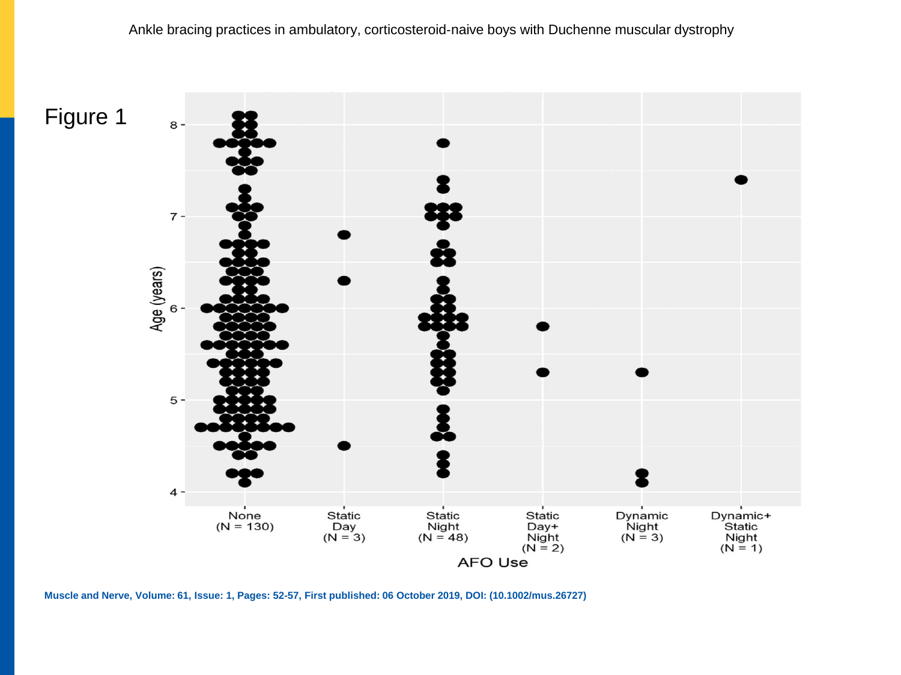Ankle bracing practices in ambulatory, corticosteroid-naive boys with Duchenne muscular dystrophy

Figure 1

Age (years)

AFO Use

| None (N = 130) | Static Day (N = 3) | Static Night (N = 48) | Static Day+ Night (N = 2) | Dynamic Night (N = 3) | Dynamic+ Static Night (N = 1) |
|---|---|---|---|---|---|

**Muscle and Nerve, Volume: 61, Issue: 1, Pages: 52-57, First published: 06 October 2019, DOI: (10.1002/mus.26727)**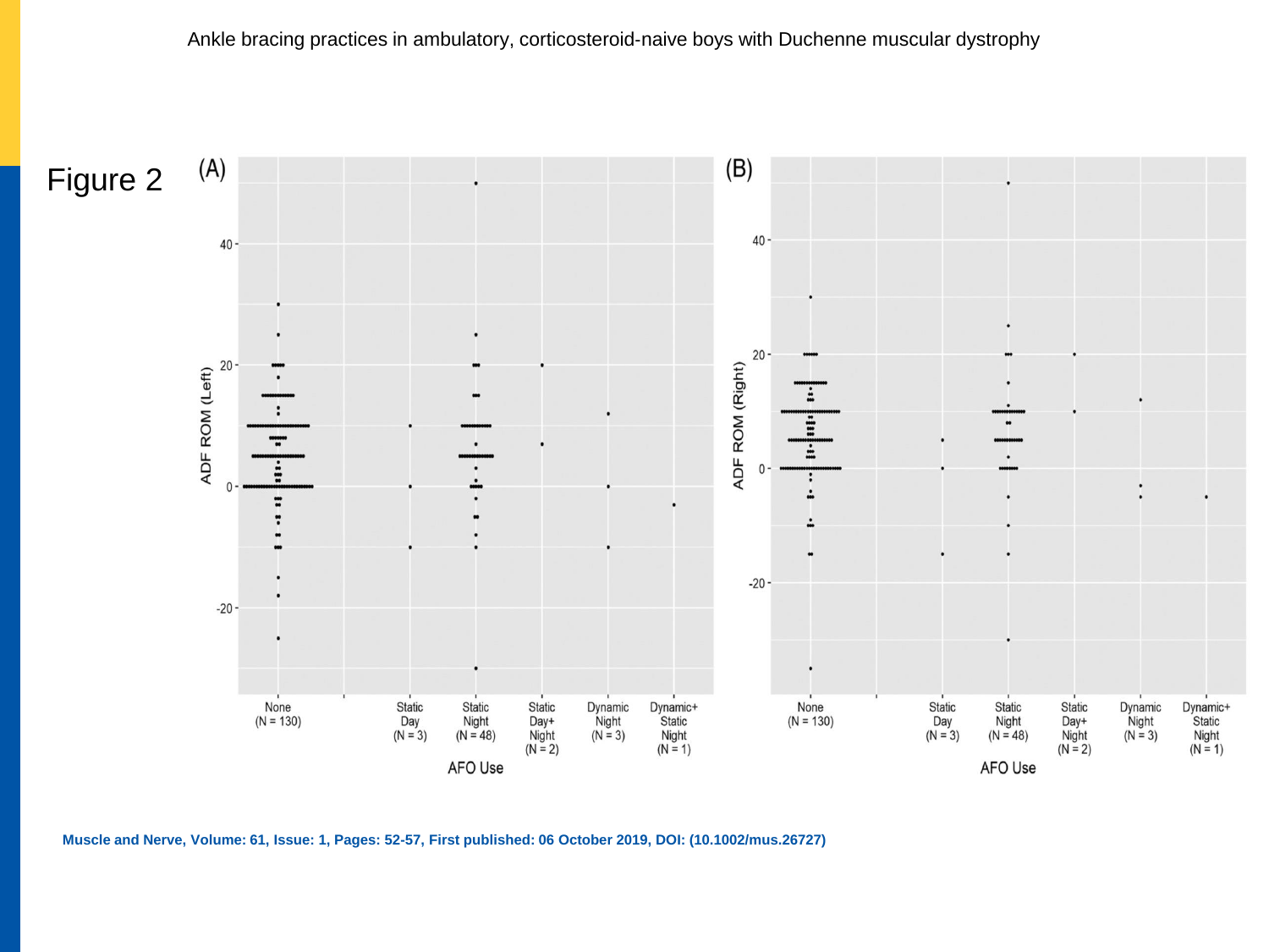Ankle bracing practices in ambulatory, corticosteroid-naive boys with Duchenne muscular dystrophy

# Figure 2

(A)

ADF ROM (Left)

AFO Use: None (N = 130), Static Day (N = 3), Static Night (N = 48), Static Day+ Night (N = 2), Dynamic Night (N = 3), Dynamic+ Static Night (N = 1)

(B)

ADF ROM (Right)

AFO Use: None (N = 130), Static Day (N = 3), Static Night (N = 48), Static Day+ Night (N = 2), Dynamic Night (N = 3), Dynamic+ Static Night (N = 1)

**Muscle and Nerve, Volume: 61, Issue: 1, Pages: 52-57, First published: 06 October 2019, DOI: (10.1002/mus.26727)**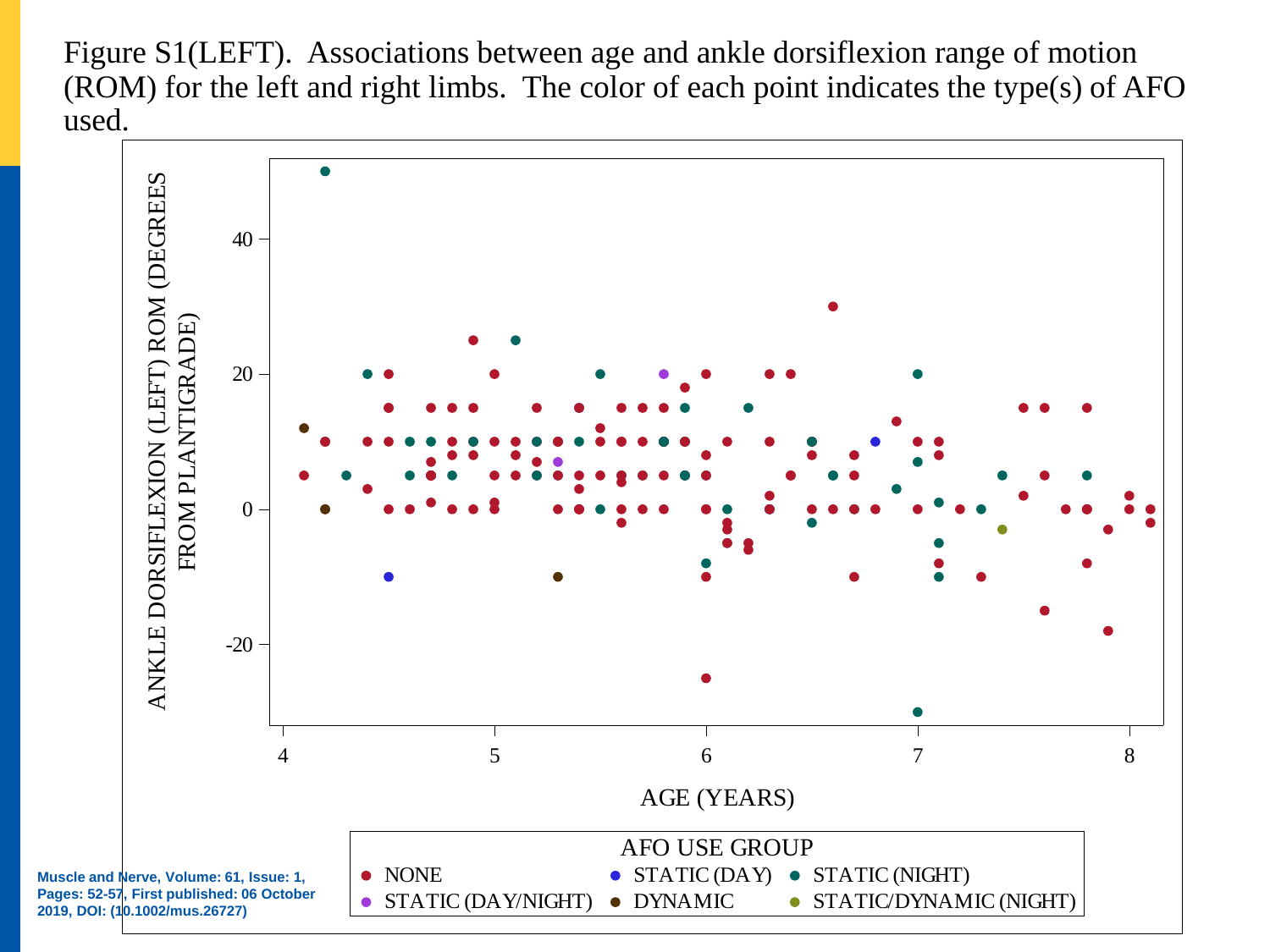Figure S1(LEFT). Associations between age and ankle dorsiflexion range of motion (ROM) for the left and right limbs. The color of each point indicates the type(s) of AFO used.

Muscle and Nerve, Volume: 61, Issue: 1, Pages: 52-57, First published: 06 October 2019, DOI: (10.1002/mus.26727)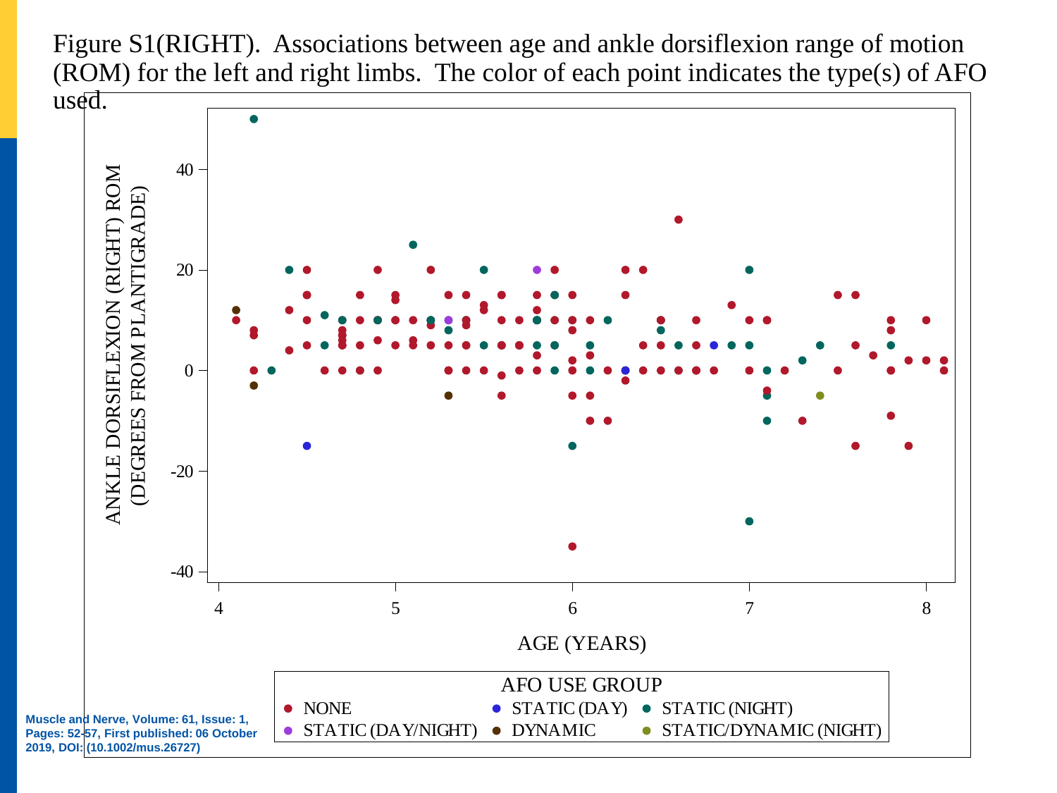Figure S1(RIGHT). Associations between age and ankle dorsiflexion range of motion (ROM) for the left and right limbs. The color of each point indicates the type(s) of AFO used.

ANKLE DORSIFLEXION (RIGHT) ROM (DEGREES FROM PLANTIGRADE)

40
20
0
-20
-40

4
5
6
7
8

AGE (YEARS)

AFO USE GROUP

NONE
STATIC (DAY)
STATIC (NIGHT)
STATIC (DAY/NIGHT)
DYNAMIC
STATIC/DYNAMIC (NIGHT)

Muscle and Nerve, Volume: 61, Issue: 1, Pages: 52-57, First published: 06 October 2019, DOI: (10.1002/mus.26727)